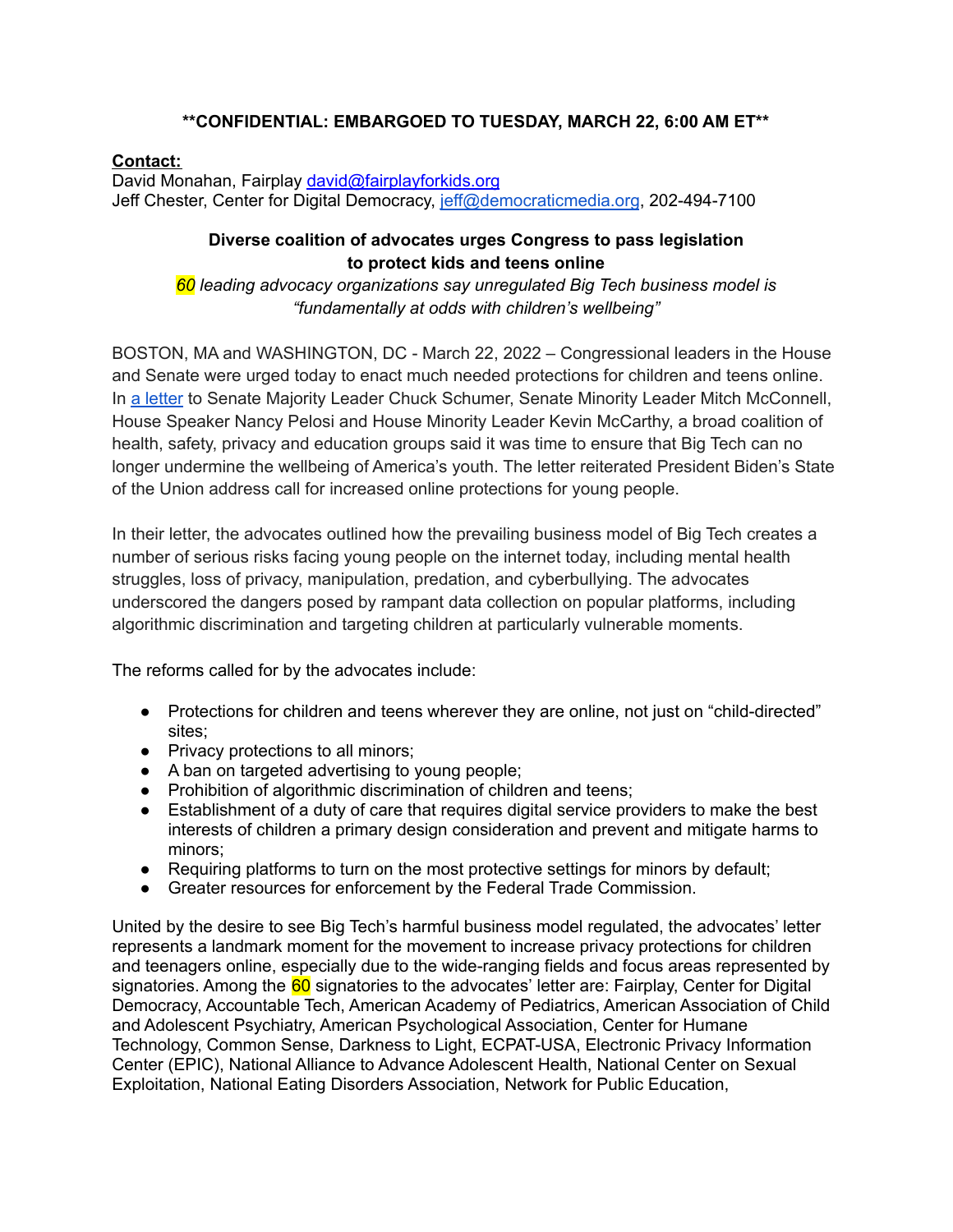**\*\*CONFIDENTIAL: EMBARGOED TO TUESDAY, MARCH 22, 6:00 AM ET\*\***

**Contact:**
David Monahan, Fairplay [david@fairplayforkids.org](mailto:david@fairplayforkids.org)
Jeff Chester, Center for Digital Democracy, [jeff@democraticmedia.org](mailto:jeff@democraticmedia.org), 202-494-7100

**Diverse coalition of advocates urges Congress to pass legislation to protect kids and teens online**

*60 leading advocacy organizations say unregulated Big Tech business model is "fundamentally at odds with children's wellbeing"*

BOSTON, MA and WASHINGTON, DC - March 22, 2022 – Congressional leaders in the House and Senate were urged today to enact much needed protections for children and teens online. In a letter to Senate Majority Leader Chuck Schumer, Senate Minority Leader Mitch McConnell, House Speaker Nancy Pelosi and House Minority Leader Kevin McCarthy, a broad coalition of health, safety, privacy and education groups said it was time to ensure that Big Tech can no longer undermine the wellbeing of America's youth. The letter reiterated President Biden's State of the Union address call for increased online protections for young people.

In their letter, the advocates outlined how the prevailing business model of Big Tech creates a number of serious risks facing young people on the internet today, including mental health struggles, loss of privacy, manipulation, predation, and cyberbullying. The advocates underscored the dangers posed by rampant data collection on popular platforms, including algorithmic discrimination and targeting children at particularly vulnerable moments.

The reforms called for by the advocates include:

- Protections for children and teens wherever they are online, not just on "child-directed" sites;
- Privacy protections to all minors;
- A ban on targeted advertising to young people;
- Prohibition of algorithmic discrimination of children and teens;
- Establishment of a duty of care that requires digital service providers to make the best interests of children a primary design consideration and prevent and mitigate harms to minors;
- Requiring platforms to turn on the most protective settings for minors by default;
- Greater resources for enforcement by the Federal Trade Commission.

United by the desire to see Big Tech's harmful business model regulated, the advocates' letter represents a landmark moment for the movement to increase privacy protections for children and teenagers online, especially due to the wide-ranging fields and focus areas represented by signatories. Among the 60 signatories to the advocates' letter are: Fairplay, Center for Digital Democracy, Accountable Tech, American Academy of Pediatrics, American Association of Child and Adolescent Psychiatry, American Psychological Association, Center for Humane Technology, Common Sense, Darkness to Light, ECPAT-USA, Electronic Privacy Information Center (EPIC), National Alliance to Advance Adolescent Health, National Center on Sexual Exploitation, National Eating Disorders Association, Network for Public Education,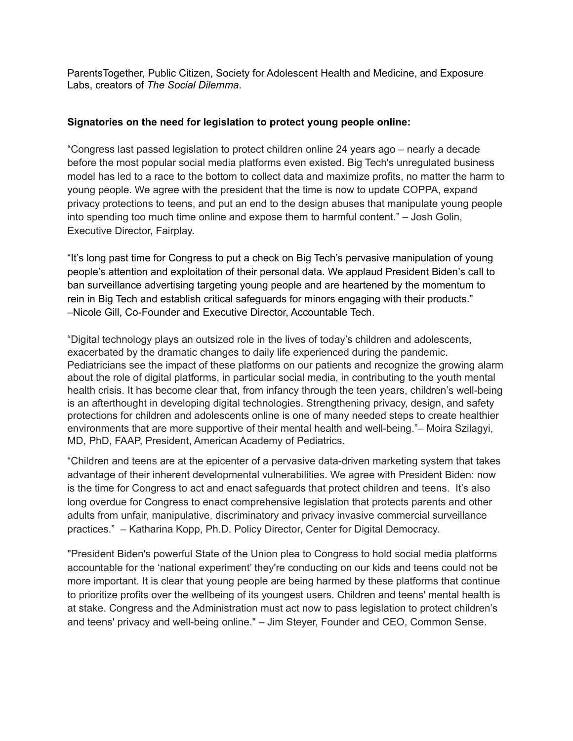ParentsTogether, Public Citizen, Society for Adolescent Health and Medicine, and Exposure Labs, creators of *The Social Dilemma*.

**Signatories on the need for legislation to protect young people online:**

“Congress last passed legislation to protect children online 24 years ago – nearly a decade before the most popular social media platforms even existed. Big Tech's unregulated business model has led to a race to the bottom to collect data and maximize profits, no matter the harm to young people. We agree with the president that the time is now to update COPPA, expand privacy protections to teens, and put an end to the design abuses that manipulate young people into spending too much time online and expose them to harmful content.” – Josh Golin, Executive Director, Fairplay.

“It’s long past time for Congress to put a check on Big Tech’s pervasive manipulation of young people’s attention and exploitation of their personal data. We applaud President Biden’s call to ban surveillance advertising targeting young people and are heartened by the momentum to rein in Big Tech and establish critical safeguards for minors engaging with their products.” –Nicole Gill, Co-Founder and Executive Director, Accountable Tech.

“Digital technology plays an outsized role in the lives of today’s children and adolescents, exacerbated by the dramatic changes to daily life experienced during the pandemic. Pediatricians see the impact of these platforms on our patients and recognize the growing alarm about the role of digital platforms, in particular social media, in contributing to the youth mental health crisis. It has become clear that, from infancy through the teen years, children’s well-being is an afterthought in developing digital technologies. Strengthening privacy, design, and safety protections for children and adolescents online is one of many needed steps to create healthier environments that are more supportive of their mental health and well-being.”– Moira Szilagyi, MD, PhD, FAAP, President, American Academy of Pediatrics.

“Children and teens are at the epicenter of a pervasive data-driven marketing system that takes advantage of their inherent developmental vulnerabilities. We agree with President Biden: now is the time for Congress to act and enact safeguards that protect children and teens. It’s also long overdue for Congress to enact comprehensive legislation that protects parents and other adults from unfair, manipulative, discriminatory and privacy invasive commercial surveillance practices.” – Katharina Kopp, Ph.D. Policy Director, Center for Digital Democracy.

"President Biden's powerful State of the Union plea to Congress to hold social media platforms accountable for the ‘national experiment’ they're conducting on our kids and teens could not be more important. It is clear that young people are being harmed by these platforms that continue to prioritize profits over the wellbeing of its youngest users. Children and teens' mental health is at stake. Congress and the Administration must act now to pass legislation to protect children’s and teens' privacy and well-being online." – Jim Steyer, Founder and CEO, Common Sense.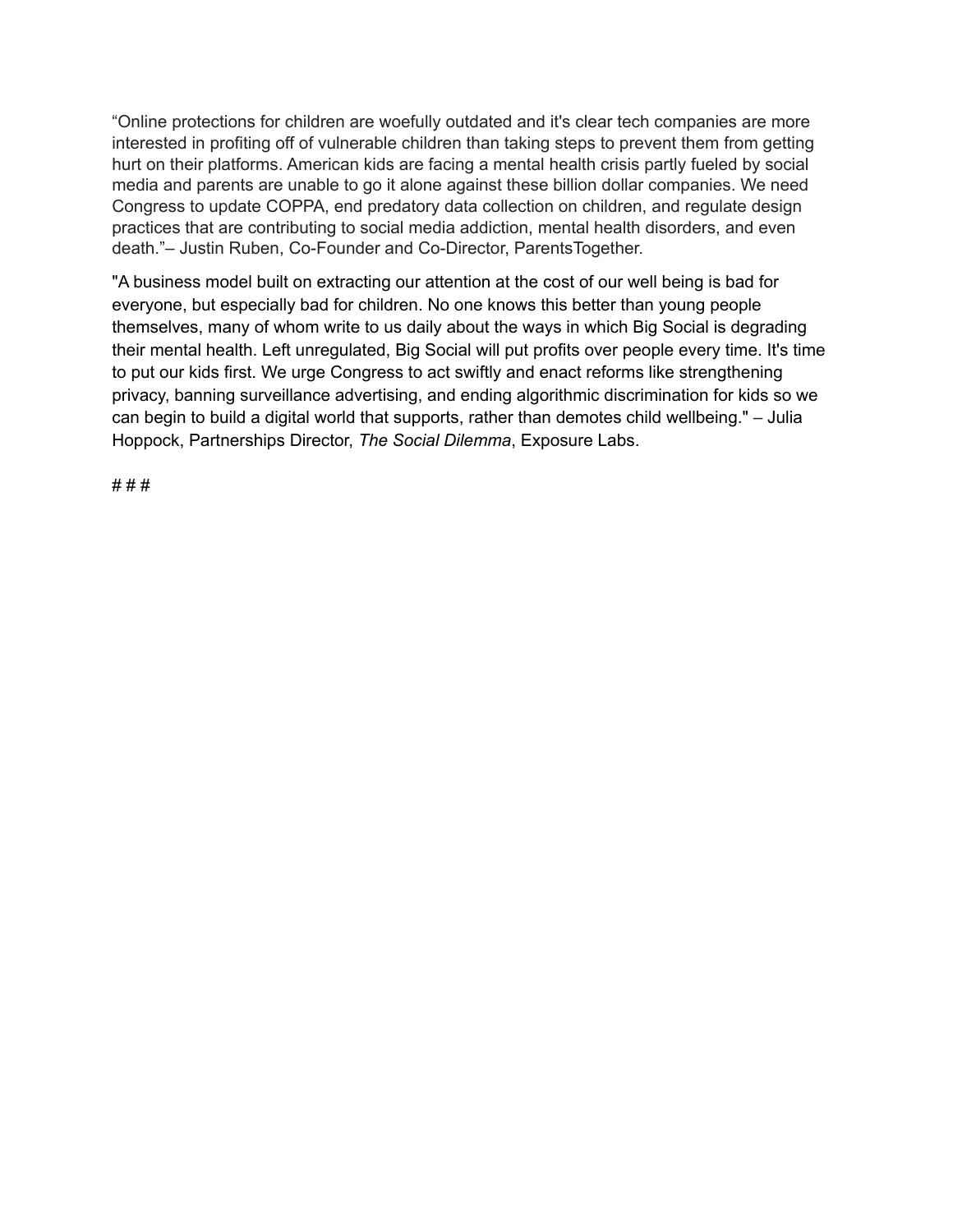“Online protections for children are woefully outdated and it's clear tech companies are more interested in profiting off of vulnerable children than taking steps to prevent them from getting hurt on their platforms. American kids are facing a mental health crisis partly fueled by social media and parents are unable to go it alone against these billion dollar companies. We need Congress to update COPPA, end predatory data collection on children, and regulate design practices that are contributing to social media addiction, mental health disorders, and even death.”– Justin Ruben, Co-Founder and Co-Director, ParentsTogether.

"A business model built on extracting our attention at the cost of our well being is bad for everyone, but especially bad for children. No one knows this better than young people themselves, many of whom write to us daily about the ways in which Big Social is degrading their mental health. Left unregulated, Big Social will put profits over people every time. It's time to put our kids first. We urge Congress to act swiftly and enact reforms like strengthening privacy, banning surveillance advertising, and ending algorithmic discrimination for kids so we can begin to build a digital world that supports, rather than demotes child wellbeing." – Julia Hoppock, Partnerships Director, *The Social Dilemma*, Exposure Labs.

# # #